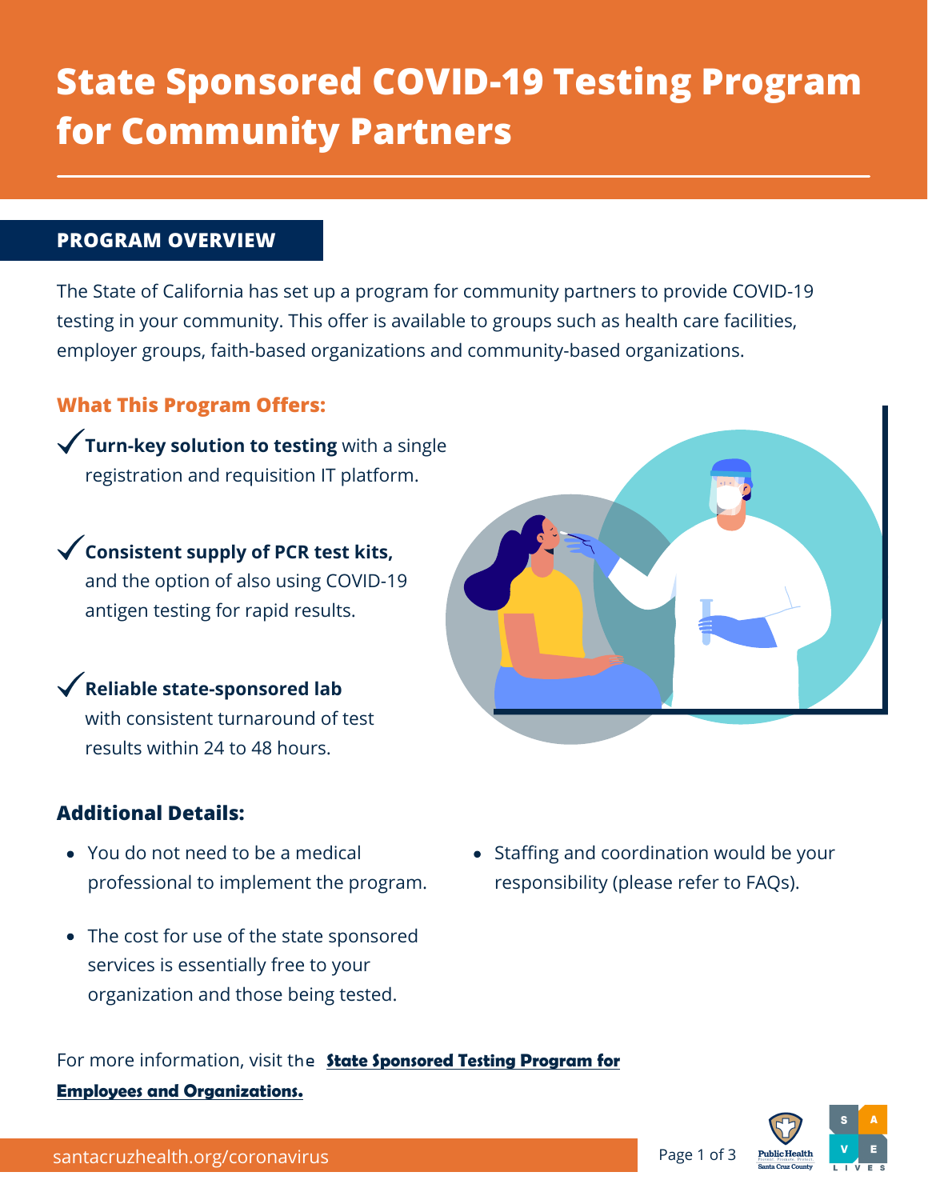# State Sponsored COVID-19 Testing Program for Community Partners

## PROGRAM OVERVIEW

The State of California has set up a program for community partners to provide COVID-19 testing in your community. This offer is available to groups such as health care facilities, employer groups, faith-based organizations and community-based organizations.

### What This Program Offers:

✓ **Turn-key solution to testing** with a single registration and requisition IT platform.

✓ **Consistent supply of PCR test kits,** and the option of also using COVID-19 antigen testing for rapid results.

✓ **Reliable state-sponsored lab** with consistent turnaround of test results within 24 to 48 hours.

### Additional Details:

- You do not need to be a medical professional to implement the program.
- The cost for use of the state sponsored services is essentially free to your organization and those being tested.
- Staffing and coordination would be your responsibility (please refer to FAQs).

For more information, visit the **State Sponsored Testing Program for Employees and Organizations.**

santacruzhealth.org/coronavirus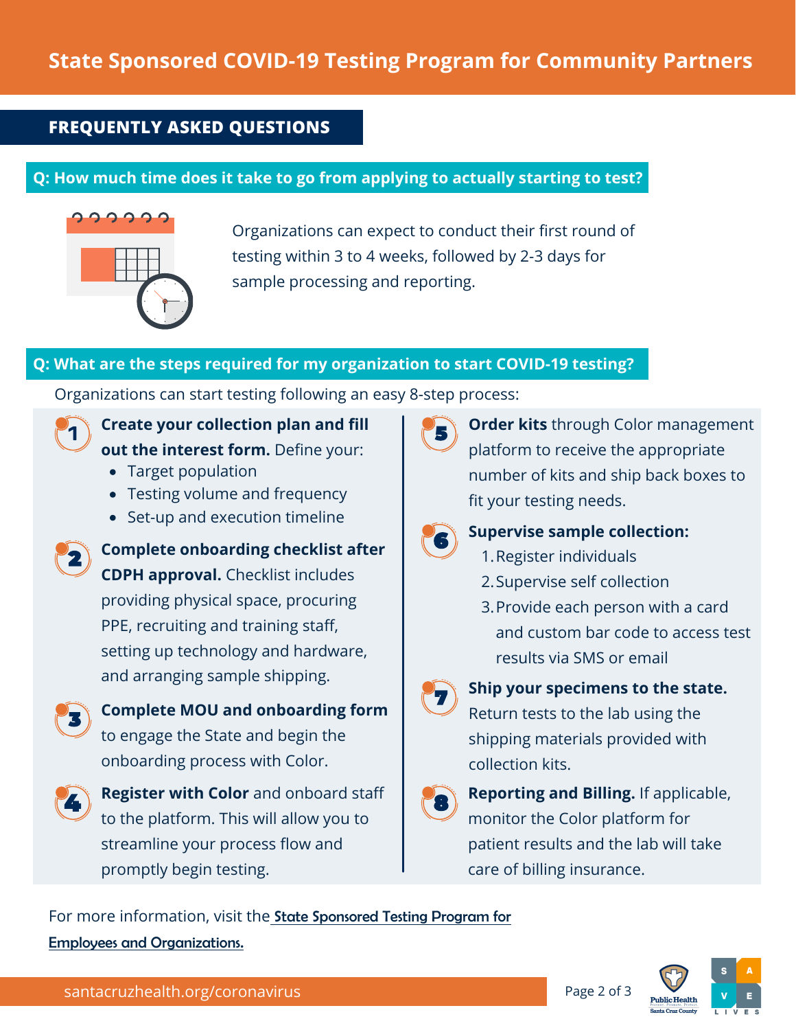# State Sponsored COVID-19 Testing Program for Community Partners

## FREQUENTLY ASKED QUESTIONS

### Q: How much time does it take to go from applying to actually starting to test?

Organizations can expect to conduct their first round of testing within 3 to 4 weeks, followed by 2-3 days for sample processing and reporting.

### Q: What are the steps required for my organization to start COVID-19 testing?

Organizations can start testing following an easy 8-step process:

1. **Create your collection plan and fill out the interest form.** Define your:
   - Target population
   - Testing volume and frequency
   - Set-up and execution timeline
2. **Complete onboarding checklist after CDPH approval.** Checklist includes providing physical space, procuring PPE, recruiting and training staff, setting up technology and hardware, and arranging sample shipping.
3. **Complete MOU and onboarding form** to engage the State and begin the onboarding process with Color.
4. **Register with Color** and onboard staff to the platform. This will allow you to streamline your process flow and promptly begin testing.
5. **Order kits** through Color management platform to receive the appropriate number of kits and ship back boxes to fit your testing needs.
6. **Supervise sample collection:**
   1. Register individuals
   2. Supervise self collection
   3. Provide each person with a card and custom bar code to access test results via SMS or email
7. **Ship your specimens to the state.** Return tests to the lab using the shipping materials provided with collection kits.
8. **Reporting and Billing.** If applicable, monitor the Color platform for patient results and the lab will take care of billing insurance.

For more information, visit the [State Sponsored Testing Program for Employees and Organizations.]

santacruzhealth.org/coronavirus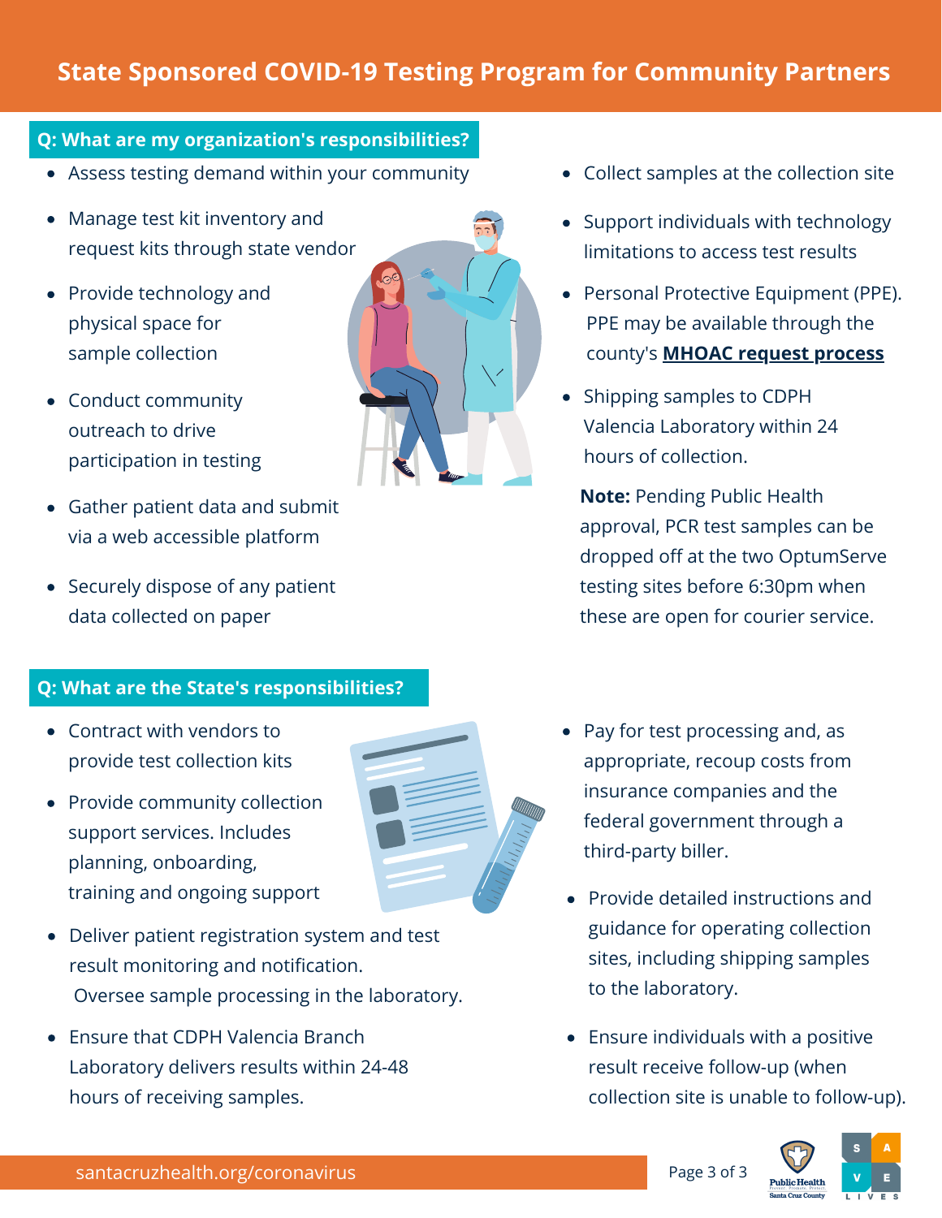# State Sponsored COVID-19 Testing Program for Community Partners

## Q: What are my organization's responsibilities?

- Assess testing demand within your community
- Manage test kit inventory and request kits through state vendor
- Provide technology and physical space for sample collection
- Conduct community outreach to drive participation in testing
- Gather patient data and submit via a web accessible platform
- Securely dispose of any patient data collected on paper
- Collect samples at the collection site
- Support individuals with technology limitations to access test results
- Personal Protective Equipment (PPE). PPE may be available through the county's **MHOAC request process**
- Shipping samples to CDPH Valencia Laboratory within 24 hours of collection.

**Note:** Pending Public Health approval, PCR test samples can be dropped off at the two OptumServe testing sites before 6:30pm when these are open for courier service.

## Q: What are the State's responsibilities?

- Contract with vendors to provide test collection kits
- Provide community collection support services. Includes planning, onboarding, training and ongoing support
- Deliver patient registration system and test result monitoring and notification. Oversee sample processing in the laboratory.
- Ensure that CDPH Valencia Branch Laboratory delivers results within 24-48 hours of receiving samples.
- Pay for test processing and, as appropriate, recoup costs from insurance companies and the federal government through a third-party biller.
- Provide detailed instructions and guidance for operating collection sites, including shipping samples to the laboratory.
- Ensure individuals with a positive result receive follow-up (when collection site is unable to follow-up).

santacruzhealth.org/coronavirus